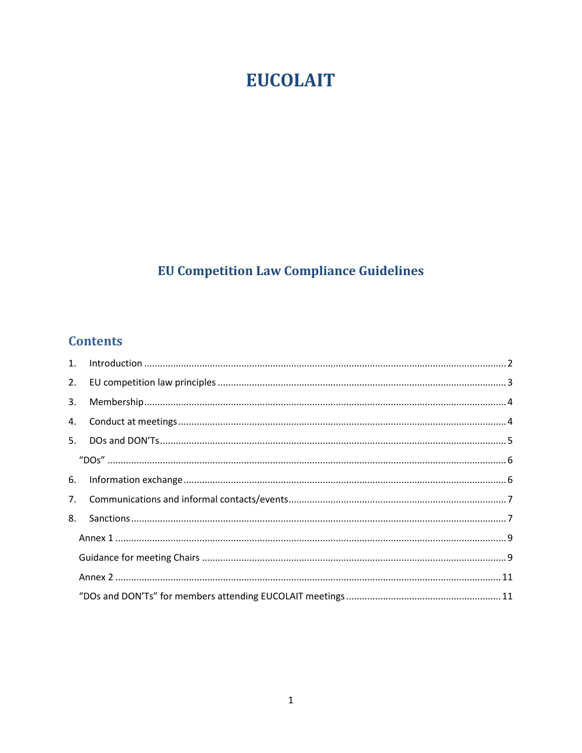# EUCOLAIT

## EU Competition Law Compliance Guidelines

## Contents

1. Introduction ........ 2
2. EU competition law principles ........ 3
3. Membership ........ 4
4. Conduct at meetings ........ 4
5. DOs and DON'Ts ........ 5
   - "DOs" ........ 6
6. Information exchange ........ 6
7. Communications and informal contacts/events ........ 7
8. Sanctions ........ 7
   - Annex 1 ........ 9
   - Guidance for meeting Chairs ........ 9
   - Annex 2 ........ 11
   - "DOs and DON'Ts" for members attending EUCOLAIT meetings ........ 11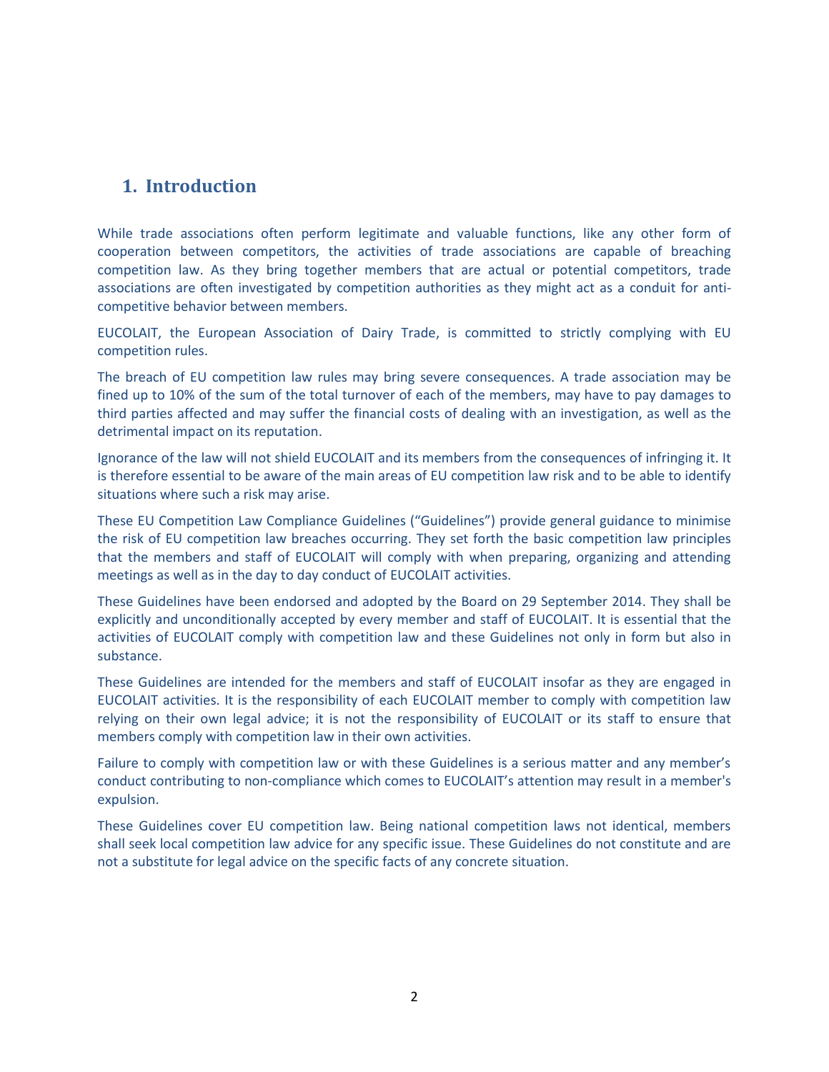## 1. Introduction

While trade associations often perform legitimate and valuable functions, like any other form of cooperation between competitors, the activities of trade associations are capable of breaching competition law. As they bring together members that are actual or potential competitors, trade associations are often investigated by competition authorities as they might act as a conduit for anti-competitive behavior between members.

EUCOLAIT, the European Association of Dairy Trade, is committed to strictly complying with EU competition rules.

The breach of EU competition law rules may bring severe consequences. A trade association may be fined up to 10% of the sum of the total turnover of each of the members, may have to pay damages to third parties affected and may suffer the financial costs of dealing with an investigation, as well as the detrimental impact on its reputation.

Ignorance of the law will not shield EUCOLAIT and its members from the consequences of infringing it. It is therefore essential to be aware of the main areas of EU competition law risk and to be able to identify situations where such a risk may arise.

These EU Competition Law Compliance Guidelines ("Guidelines") provide general guidance to minimise the risk of EU competition law breaches occurring. They set forth the basic competition law principles that the members and staff of EUCOLAIT will comply with when preparing, organizing and attending meetings as well as in the day to day conduct of EUCOLAIT activities.

These Guidelines have been endorsed and adopted by the Board on 29 September 2014. They shall be explicitly and unconditionally accepted by every member and staff of EUCOLAIT. It is essential that the activities of EUCOLAIT comply with competition law and these Guidelines not only in form but also in substance.

These Guidelines are intended for the members and staff of EUCOLAIT insofar as they are engaged in EUCOLAIT activities. It is the responsibility of each EUCOLAIT member to comply with competition law relying on their own legal advice; it is not the responsibility of EUCOLAIT or its staff to ensure that members comply with competition law in their own activities.

Failure to comply with competition law or with these Guidelines is a serious matter and any member's conduct contributing to non-compliance which comes to EUCOLAIT's attention may result in a member's expulsion.

These Guidelines cover EU competition law. Being national competition laws not identical, members shall seek local competition law advice for any specific issue. These Guidelines do not constitute and are not a substitute for legal advice on the specific facts of any concrete situation.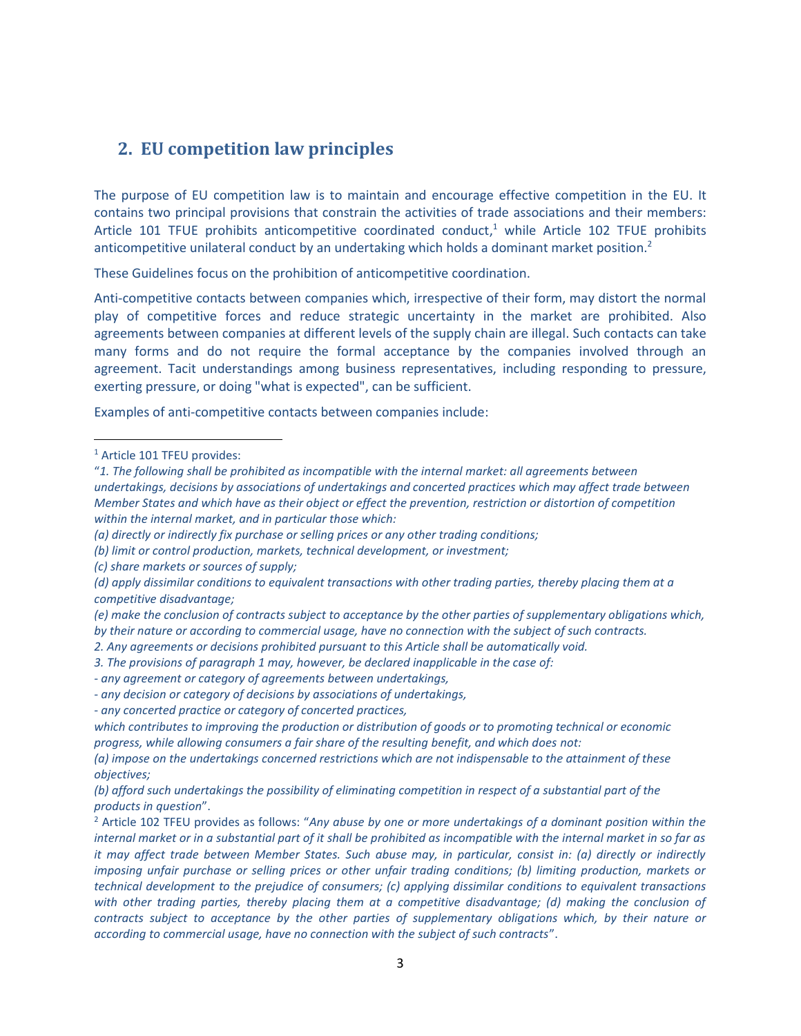## 2. EU competition law principles

The purpose of EU competition law is to maintain and encourage effective competition in the EU. It contains two principal provisions that constrain the activities of trade associations and their members: Article 101 TFUE prohibits anticompetitive coordinated conduct,[1] while Article 102 TFUE prohibits anticompetitive unilateral conduct by an undertaking which holds a dominant market position.[2]

These Guidelines focus on the prohibition of anticompetitive coordination.

Anti-competitive contacts between companies which, irrespective of their form, may distort the normal play of competitive forces and reduce strategic uncertainty in the market are prohibited. Also agreements between companies at different levels of the supply chain are illegal. Such contacts can take many forms and do not require the formal acceptance by the companies involved through an agreement. Tacit understandings among business representatives, including responding to pressure, exerting pressure, or doing "what is expected", can be sufficient.

Examples of anti-competitive contacts between companies include:

---

[1] Article 101 TFEU provides:

"*1. The following shall be prohibited as incompatible with the internal market: all agreements between undertakings, decisions by associations of undertakings and concerted practices which may affect trade between Member States and which have as their object or effect the prevention, restriction or distortion of competition within the internal market, and in particular those which:*

*(a) directly or indirectly fix purchase or selling prices or any other trading conditions;*

*(b) limit or control production, markets, technical development, or investment;*

*(c) share markets or sources of supply;*

*(d) apply dissimilar conditions to equivalent transactions with other trading parties, thereby placing them at a competitive disadvantage;*

*(e) make the conclusion of contracts subject to acceptance by the other parties of supplementary obligations which, by their nature or according to commercial usage, have no connection with the subject of such contracts.*

*2. Any agreements or decisions prohibited pursuant to this Article shall be automatically void.*

*3. The provisions of paragraph 1 may, however, be declared inapplicable in the case of:*

*- any agreement or category of agreements between undertakings,*

*- any decision or category of decisions by associations of undertakings,*

*- any concerted practice or category of concerted practices,*

*which contributes to improving the production or distribution of goods or to promoting technical or economic progress, while allowing consumers a fair share of the resulting benefit, and which does not:*

*(a) impose on the undertakings concerned restrictions which are not indispensable to the attainment of these objectives;*

*(b) afford such undertakings the possibility of eliminating competition in respect of a substantial part of the products in question*".

[2] Article 102 TFEU provides as follows: "*Any abuse by one or more undertakings of a dominant position within the internal market or in a substantial part of it shall be prohibited as incompatible with the internal market in so far as it may affect trade between Member States. Such abuse may, in particular, consist in: (a) directly or indirectly imposing unfair purchase or selling prices or other unfair trading conditions; (b) limiting production, markets or technical development to the prejudice of consumers; (c) applying dissimilar conditions to equivalent transactions with other trading parties, thereby placing them at a competitive disadvantage; (d) making the conclusion of contracts subject to acceptance by the other parties of supplementary obligations which, by their nature or according to commercial usage, have no connection with the subject of such contracts*".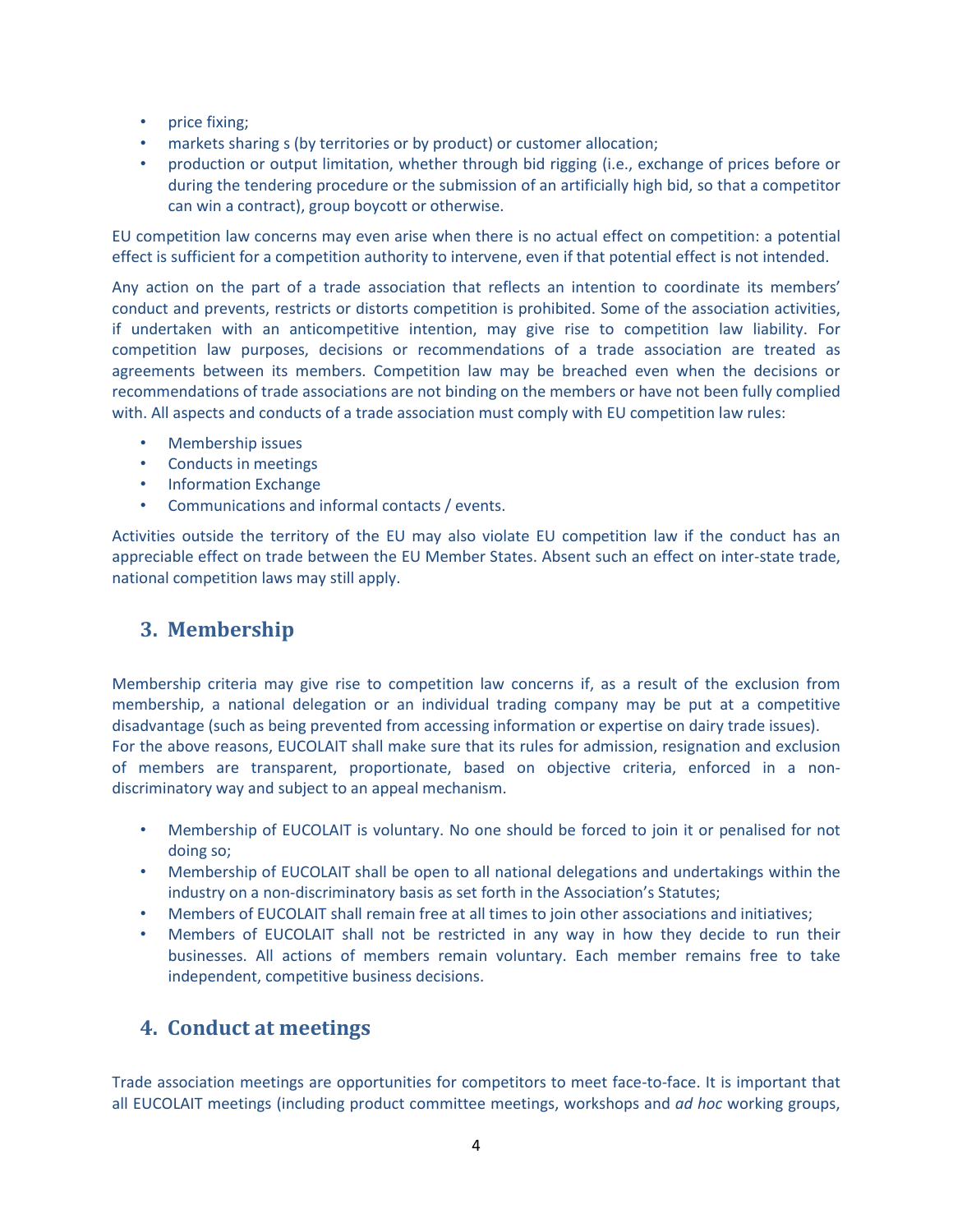- price fixing;
- markets sharing s (by territories or by product) or customer allocation;
- production or output limitation, whether through bid rigging (i.e., exchange of prices before or during the tendering procedure or the submission of an artificially high bid, so that a competitor can win a contract), group boycott or otherwise.

EU competition law concerns may even arise when there is no actual effect on competition: a potential effect is sufficient for a competition authority to intervene, even if that potential effect is not intended.

Any action on the part of a trade association that reflects an intention to coordinate its members' conduct and prevents, restricts or distorts competition is prohibited. Some of the association activities, if undertaken with an anticompetitive intention, may give rise to competition law liability. For competition law purposes, decisions or recommendations of a trade association are treated as agreements between its members. Competition law may be breached even when the decisions or recommendations of trade associations are not binding on the members or have not been fully complied with. All aspects and conducts of a trade association must comply with EU competition law rules:

- Membership issues
- Conducts in meetings
- Information Exchange
- Communications and informal contacts / events.

Activities outside the territory of the EU may also violate EU competition law if the conduct has an appreciable effect on trade between the EU Member States. Absent such an effect on inter-state trade, national competition laws may still apply.

## 3. Membership

Membership criteria may give rise to competition law concerns if, as a result of the exclusion from membership, a national delegation or an individual trading company may be put at a competitive disadvantage (such as being prevented from accessing information or expertise on dairy trade issues).
For the above reasons, EUCOLAIT shall make sure that its rules for admission, resignation and exclusion of members are transparent, proportionate, based on objective criteria, enforced in a non-discriminatory way and subject to an appeal mechanism.

- Membership of EUCOLAIT is voluntary. No one should be forced to join it or penalised for not doing so;
- Membership of EUCOLAIT shall be open to all national delegations and undertakings within the industry on a non-discriminatory basis as set forth in the Association's Statutes;
- Members of EUCOLAIT shall remain free at all times to join other associations and initiatives;
- Members of EUCOLAIT shall not be restricted in any way in how they decide to run their businesses. All actions of members remain voluntary. Each member remains free to take independent, competitive business decisions.

## 4. Conduct at meetings

Trade association meetings are opportunities for competitors to meet face-to-face. It is important that all EUCOLAIT meetings (including product committee meetings, workshops and *ad hoc* working groups,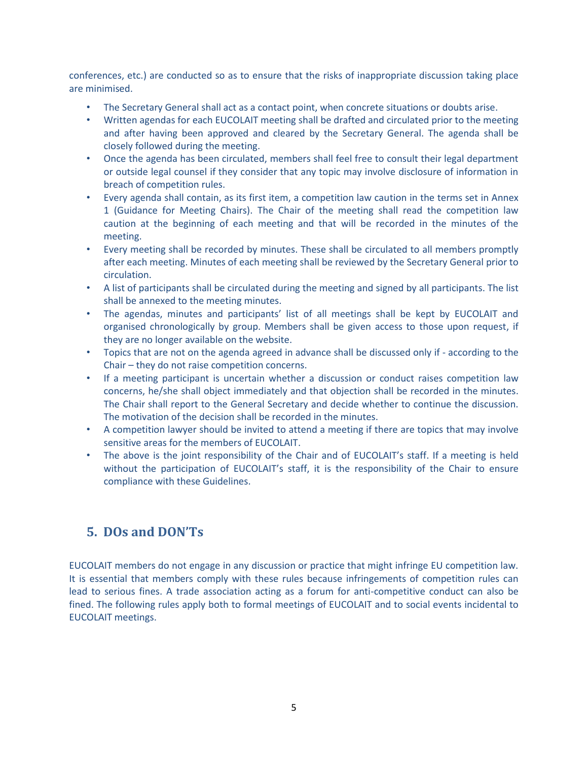conferences, etc.) are conducted so as to ensure that the risks of inappropriate discussion taking place are minimised.

- The Secretary General shall act as a contact point, when concrete situations or doubts arise.
- Written agendas for each EUCOLAIT meeting shall be drafted and circulated prior to the meeting and after having been approved and cleared by the Secretary General. The agenda shall be closely followed during the meeting.
- Once the agenda has been circulated, members shall feel free to consult their legal department or outside legal counsel if they consider that any topic may involve disclosure of information in breach of competition rules.
- Every agenda shall contain, as its first item, a competition law caution in the terms set in Annex 1 (Guidance for Meeting Chairs). The Chair of the meeting shall read the competition law caution at the beginning of each meeting and that will be recorded in the minutes of the meeting.
- Every meeting shall be recorded by minutes. These shall be circulated to all members promptly after each meeting. Minutes of each meeting shall be reviewed by the Secretary General prior to circulation.
- A list of participants shall be circulated during the meeting and signed by all participants. The list shall be annexed to the meeting minutes.
- The agendas, minutes and participants' list of all meetings shall be kept by EUCOLAIT and organised chronologically by group. Members shall be given access to those upon request, if they are no longer available on the website.
- Topics that are not on the agenda agreed in advance shall be discussed only if - according to the Chair – they do not raise competition concerns.
- If a meeting participant is uncertain whether a discussion or conduct raises competition law concerns, he/she shall object immediately and that objection shall be recorded in the minutes. The Chair shall report to the General Secretary and decide whether to continue the discussion. The motivation of the decision shall be recorded in the minutes.
- A competition lawyer should be invited to attend a meeting if there are topics that may involve sensitive areas for the members of EUCOLAIT.
- The above is the joint responsibility of the Chair and of EUCOLAIT's staff. If a meeting is held without the participation of EUCOLAIT's staff, it is the responsibility of the Chair to ensure compliance with these Guidelines.

## 5. DOs and DON'Ts

EUCOLAIT members do not engage in any discussion or practice that might infringe EU competition law. It is essential that members comply with these rules because infringements of competition rules can lead to serious fines. A trade association acting as a forum for anti-competitive conduct can also be fined. The following rules apply both to formal meetings of EUCOLAIT and to social events incidental to EUCOLAIT meetings.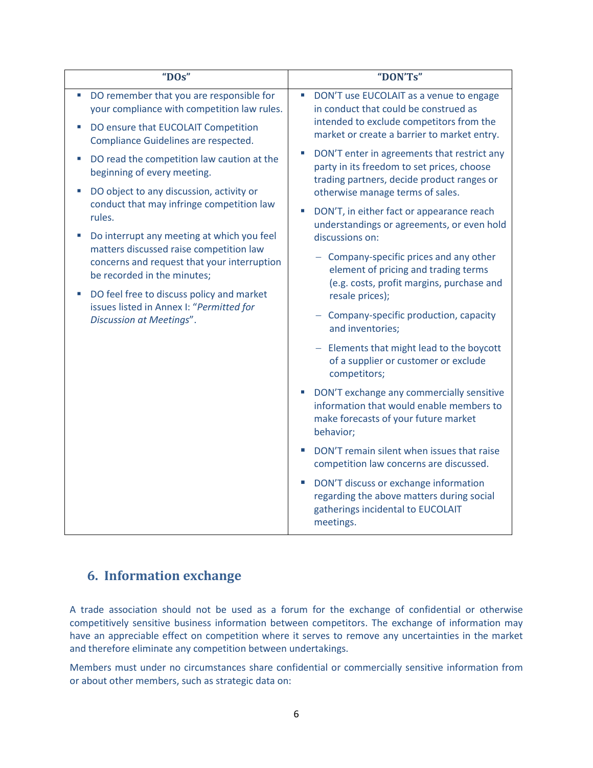| "DOs" | "DON'Ts" |
|---|---|
| ▪ DO remember that you are responsible for your compliance with competition law rules.<br><br>▪ DO ensure that EUCOLAIT Competition Compliance Guidelines are respected.<br><br>▪ DO read the competition law caution at the beginning of every meeting.<br><br>▪ DO object to any discussion, activity or conduct that may infringe competition law rules.<br><br>▪ Do interrupt any meeting at which you feel matters discussed raise competition law concerns and request that your interruption be recorded in the minutes;<br><br>▪ DO feel free to discuss policy and market issues listed in Annex I: "*Permitted for Discussion at Meetings*". | ▪ DON'T use EUCOLAIT as a venue to engage in conduct that could be construed as intended to exclude competitors from the market or create a barrier to market entry.<br><br>▪ DON'T enter in agreements that restrict any party in its freedom to set prices, choose trading partners, decide product ranges or otherwise manage terms of sales.<br><br>▪ DON'T, in either fact or appearance reach understandings or agreements, or even hold discussions on:<br><br>– Company-specific prices and any other element of pricing and trading terms (e.g. costs, profit margins, purchase and resale prices);<br><br>– Company-specific production, capacity and inventories;<br><br>– Elements that might lead to the boycott of a supplier or customer or exclude competitors;<br><br>▪ DON'T exchange any commercially sensitive information that would enable members to make forecasts of your future market behavior;<br><br>▪ DON'T remain silent when issues that raise competition law concerns are discussed.<br><br>▪ DON'T discuss or exchange information regarding the above matters during social gatherings incidental to EUCOLAIT meetings. |

## 6. Information exchange

A trade association should not be used as a forum for the exchange of confidential or otherwise competitively sensitive business information between competitors. The exchange of information may have an appreciable effect on competition where it serves to remove any uncertainties in the market and therefore eliminate any competition between undertakings.

Members must under no circumstances share confidential or commercially sensitive information from or about other members, such as strategic data on: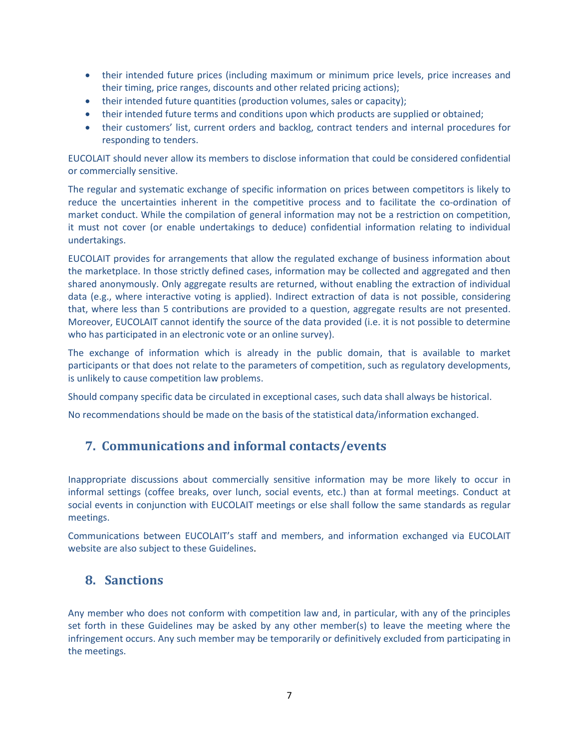- their intended future prices (including maximum or minimum price levels, price increases and their timing, price ranges, discounts and other related pricing actions);
- their intended future quantities (production volumes, sales or capacity);
- their intended future terms and conditions upon which products are supplied or obtained;
- their customers' list, current orders and backlog, contract tenders and internal procedures for responding to tenders.

EUCOLAIT should never allow its members to disclose information that could be considered confidential or commercially sensitive.

The regular and systematic exchange of specific information on prices between competitors is likely to reduce the uncertainties inherent in the competitive process and to facilitate the co-ordination of market conduct. While the compilation of general information may not be a restriction on competition, it must not cover (or enable undertakings to deduce) confidential information relating to individual undertakings.

EUCOLAIT provides for arrangements that allow the regulated exchange of business information about the marketplace. In those strictly defined cases, information may be collected and aggregated and then shared anonymously. Only aggregate results are returned, without enabling the extraction of individual data (e.g., where interactive voting is applied). Indirect extraction of data is not possible, considering that, where less than 5 contributions are provided to a question, aggregate results are not presented. Moreover, EUCOLAIT cannot identify the source of the data provided (i.e. it is not possible to determine who has participated in an electronic vote or an online survey).

The exchange of information which is already in the public domain, that is available to market participants or that does not relate to the parameters of competition, such as regulatory developments, is unlikely to cause competition law problems.

Should company specific data be circulated in exceptional cases, such data shall always be historical.

No recommendations should be made on the basis of the statistical data/information exchanged.

## 7. Communications and informal contacts/events

Inappropriate discussions about commercially sensitive information may be more likely to occur in informal settings (coffee breaks, over lunch, social events, etc.) than at formal meetings. Conduct at social events in conjunction with EUCOLAIT meetings or else shall follow the same standards as regular meetings.

Communications between EUCOLAIT's staff and members, and information exchanged via EUCOLAIT website are also subject to these Guidelines.

## 8. Sanctions

Any member who does not conform with competition law and, in particular, with any of the principles set forth in these Guidelines may be asked by any other member(s) to leave the meeting where the infringement occurs. Any such member may be temporarily or definitively excluded from participating in the meetings.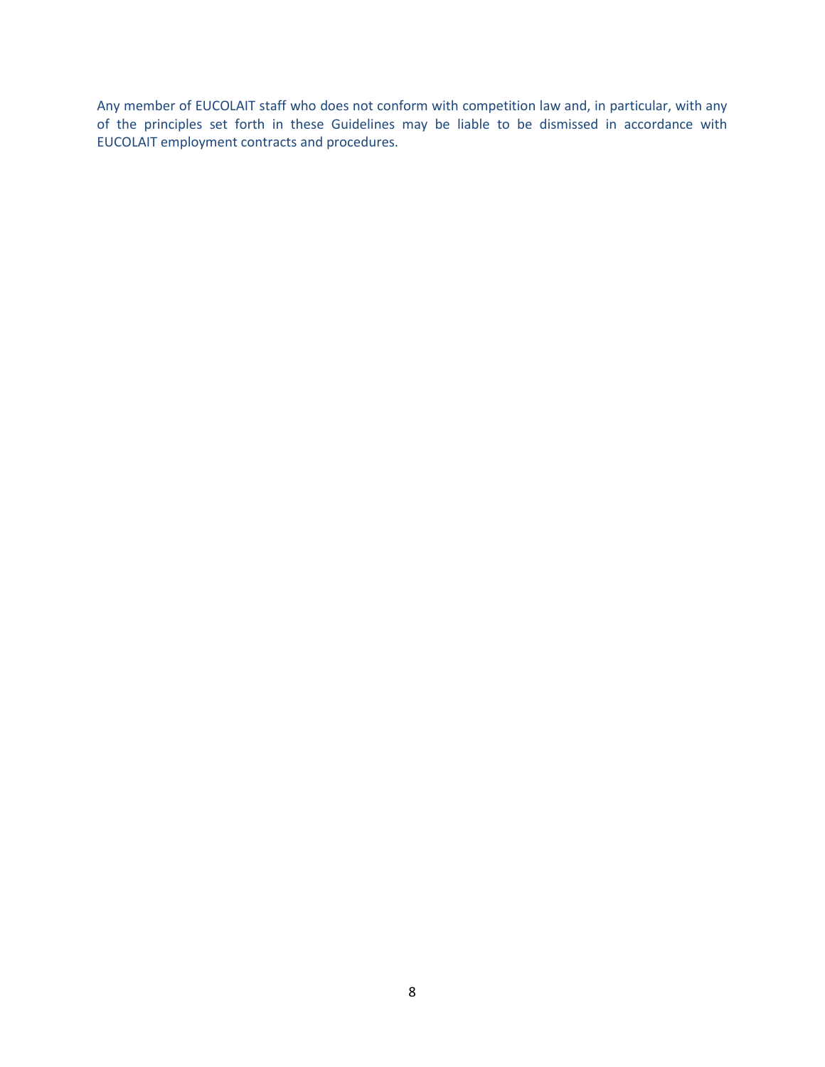Any member of EUCOLAIT staff who does not conform with competition law and, in particular, with any of the principles set forth in these Guidelines may be liable to be dismissed in accordance with EUCOLAIT employment contracts and procedures.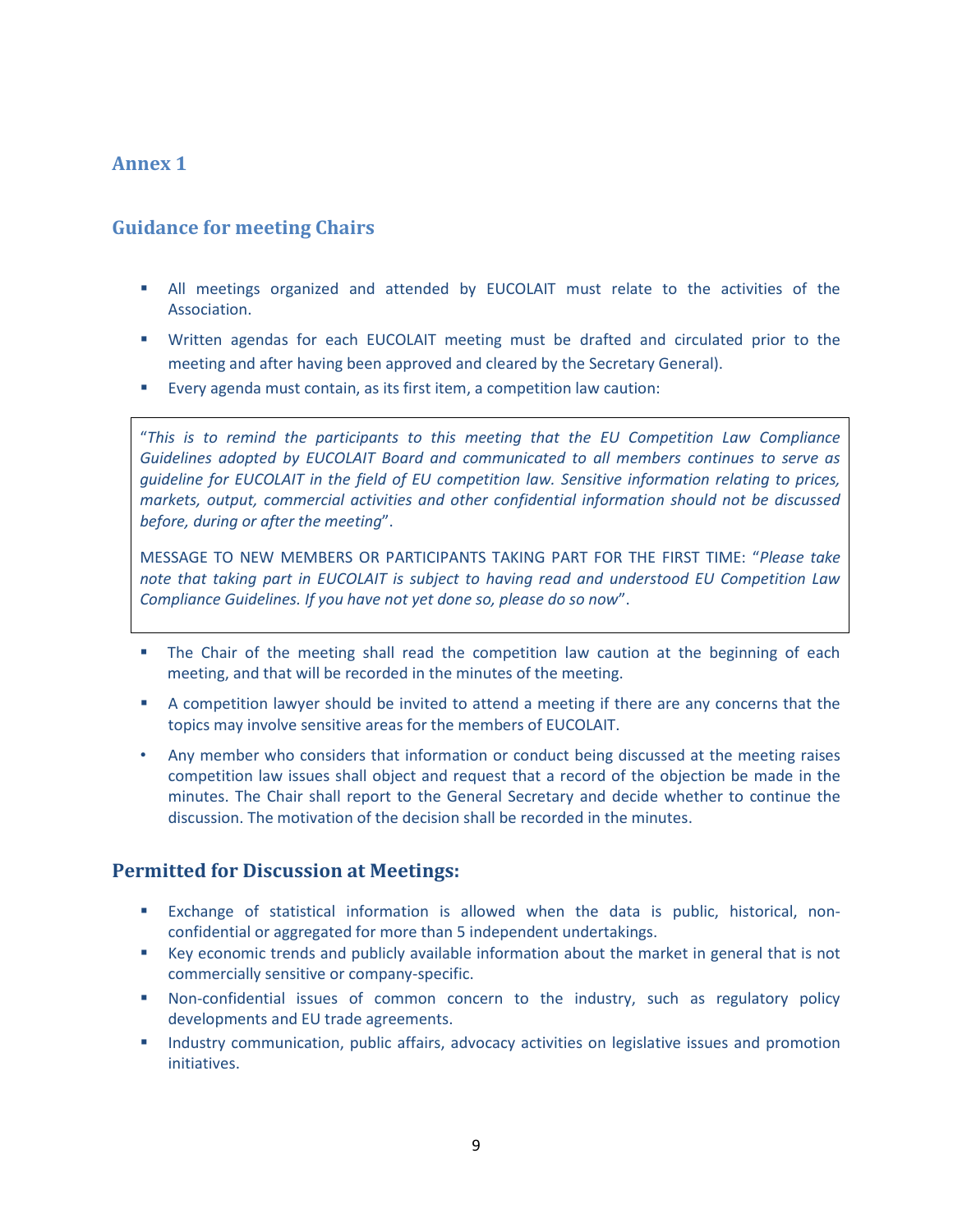## Annex 1

### Guidance for meeting Chairs

- All meetings organized and attended by EUCOLAIT must relate to the activities of the Association.
- Written agendas for each EUCOLAIT meeting must be drafted and circulated prior to the meeting and after having been approved and cleared by the Secretary General).
- Every agenda must contain, as its first item, a competition law caution:

> "*This is to remind the participants to this meeting that the EU Competition Law Compliance Guidelines adopted by EUCOLAIT Board and communicated to all members continues to serve as guideline for EUCOLAIT in the field of EU competition law. Sensitive information relating to prices, markets, output, commercial activities and other confidential information should not be discussed before, during or after the meeting*".
>
> MESSAGE TO NEW MEMBERS OR PARTICIPANTS TAKING PART FOR THE FIRST TIME: "*Please take note that taking part in EUCOLAIT is subject to having read and understood EU Competition Law Compliance Guidelines. If you have not yet done so, please do so now*".

- The Chair of the meeting shall read the competition law caution at the beginning of each meeting, and that will be recorded in the minutes of the meeting.
- A competition lawyer should be invited to attend a meeting if there are any concerns that the topics may involve sensitive areas for the members of EUCOLAIT.
- Any member who considers that information or conduct being discussed at the meeting raises competition law issues shall object and request that a record of the objection be made in the minutes. The Chair shall report to the General Secretary and decide whether to continue the discussion. The motivation of the decision shall be recorded in the minutes.

### Permitted for Discussion at Meetings:

- Exchange of statistical information is allowed when the data is public, historical, non-confidential or aggregated for more than 5 independent undertakings.
- Key economic trends and publicly available information about the market in general that is not commercially sensitive or company-specific.
- Non-confidential issues of common concern to the industry, such as regulatory policy developments and EU trade agreements.
- Industry communication, public affairs, advocacy activities on legislative issues and promotion initiatives.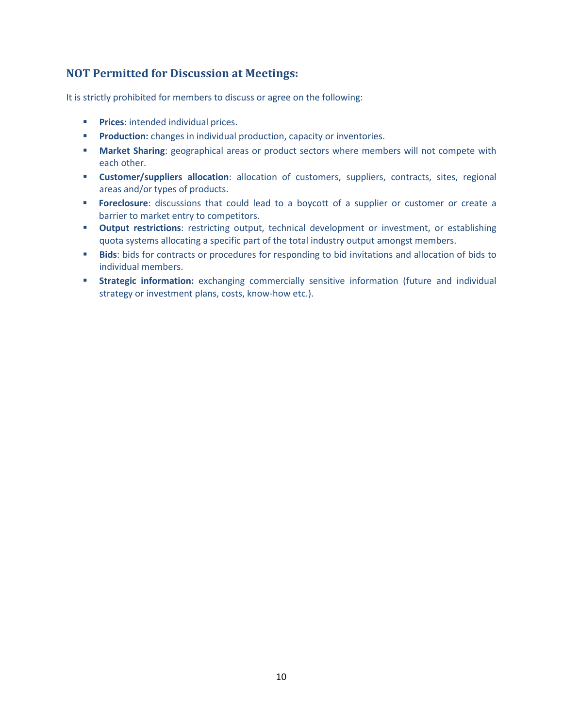## NOT Permitted for Discussion at Meetings:

It is strictly prohibited for members to discuss or agree on the following:

- **Prices**: intended individual prices.
- **Production:** changes in individual production, capacity or inventories.
- **Market Sharing**: geographical areas or product sectors where members will not compete with each other.
- **Customer/suppliers allocation**: allocation of customers, suppliers, contracts, sites, regional areas and/or types of products.
- **Foreclosure**: discussions that could lead to a boycott of a supplier or customer or create a barrier to market entry to competitors.
- **Output restrictions**: restricting output, technical development or investment, or establishing quota systems allocating a specific part of the total industry output amongst members.
- **Bids**: bids for contracts or procedures for responding to bid invitations and allocation of bids to individual members.
- **Strategic information:** exchanging commercially sensitive information (future and individual strategy or investment plans, costs, know-how etc.).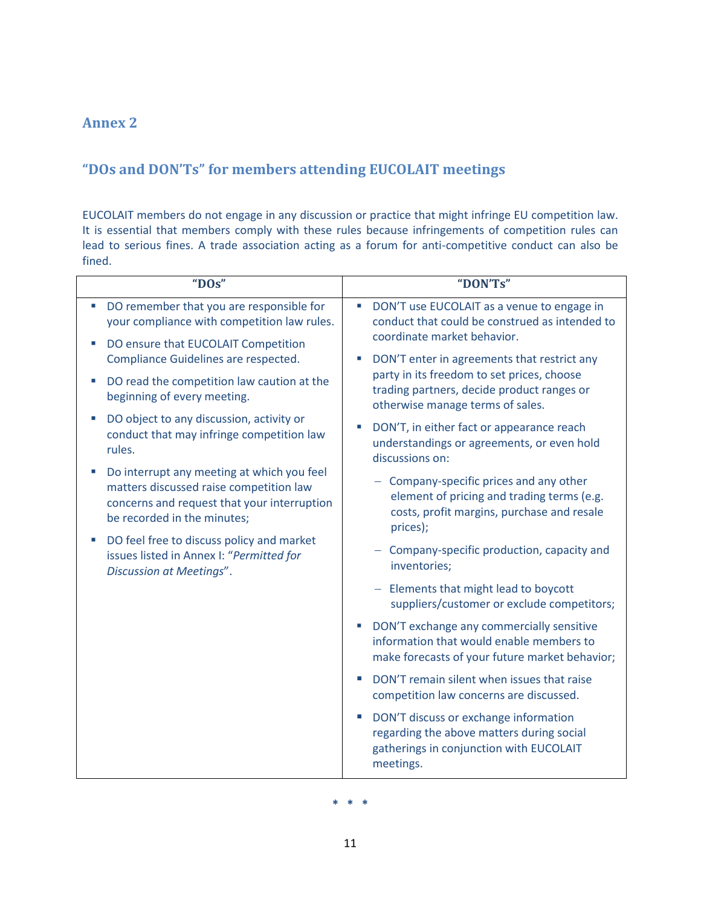## Annex 2

## "DOs and DON'Ts" for members attending EUCOLAIT meetings

EUCOLAIT members do not engage in any discussion or practice that might infringe EU competition law. It is essential that members comply with these rules because infringements of competition rules can lead to serious fines. A trade association acting as a forum for anti-competitive conduct can also be fined.

| "DOs" | "DON'Ts" |
|---|---|
| ▪ DO remember that you are responsible for your compliance with competition law rules.<br>▪ DO ensure that EUCOLAIT Competition Compliance Guidelines are respected.<br>▪ DO read the competition law caution at the beginning of every meeting.<br>▪ DO object to any discussion, activity or conduct that may infringe competition law rules.<br>▪ Do interrupt any meeting at which you feel matters discussed raise competition law concerns and request that your interruption be recorded in the minutes;<br>▪ DO feel free to discuss policy and market issues listed in Annex I: "*Permitted for Discussion at Meetings*". | ▪ DON'T use EUCOLAIT as a venue to engage in conduct that could be construed as intended to coordinate market behavior.<br>▪ DON'T enter in agreements that restrict any party in its freedom to set prices, choose trading partners, decide product ranges or otherwise manage terms of sales.<br>▪ DON'T, in either fact or appearance reach understandings or agreements, or even hold discussions on:<br>– Company-specific prices and any other element of pricing and trading terms (e.g. costs, profit margins, purchase and resale prices);<br>– Company-specific production, capacity and inventories;<br>– Elements that might lead to boycott suppliers/customer or exclude competitors;<br>▪ DON'T exchange any commercially sensitive information that would enable members to make forecasts of your future market behavior;<br>▪ DON'T remain silent when issues that raise competition law concerns are discussed.<br>▪ DON'T discuss or exchange information regarding the above matters during social gatherings in conjunction with EUCOLAIT meetings. |

\* \* \*